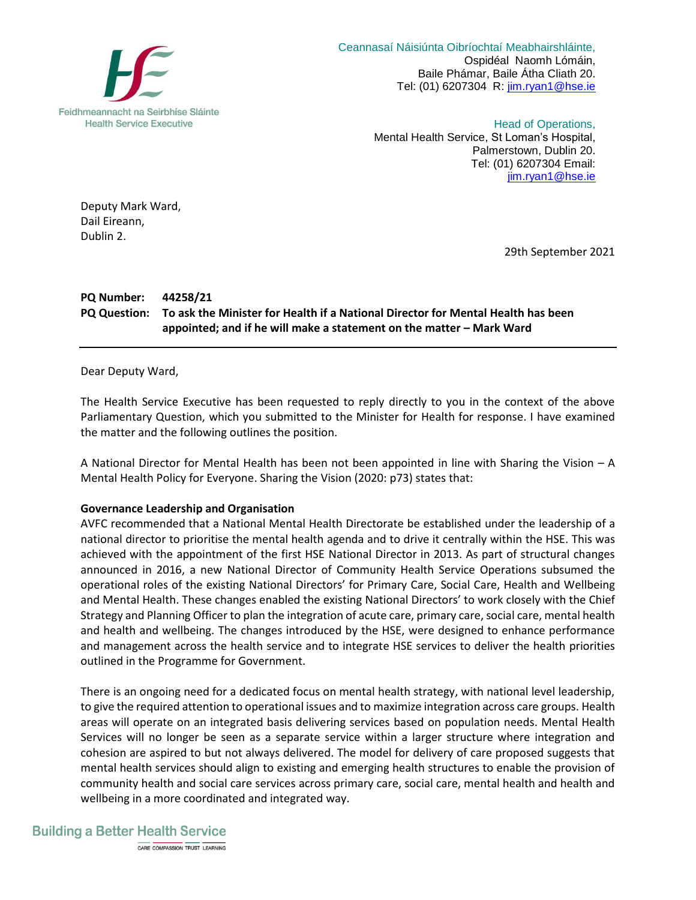Feidhmeannacht na Seirbhíse Sláinte
Health Service Executive

Ceannasaí Náisiúnta Oibríochtaí Meabhairshláinte,
Ospidéal Naomh Lómáin,
Baile Phámar, Baile Átha Cliath 20.
Tel: (01) 6207304 R: jim.ryan1@hse.ie

Head of Operations,
Mental Health Service, St Loman's Hospital,
Palmerstown, Dublin 20.
Tel: (01) 6207304 Email:
jim.ryan1@hse.ie

Deputy Mark Ward,
Dail Eireann,
Dublin 2.

29th September 2021

**PQ Number:** **44258/21**
**PQ Question:** **To ask the Minister for Health if a National Director for Mental Health has been appointed; and if he will make a statement on the matter – Mark Ward**

---

Dear Deputy Ward,

The Health Service Executive has been requested to reply directly to you in the context of the above Parliamentary Question, which you submitted to the Minister for Health for response. I have examined the matter and the following outlines the position.

A National Director for Mental Health has been not been appointed in line with Sharing the Vision – A Mental Health Policy for Everyone. Sharing the Vision (2020: p73) states that:

**Governance Leadership and Organisation**
AVFC recommended that a National Mental Health Directorate be established under the leadership of a national director to prioritise the mental health agenda and to drive it centrally within the HSE. This was achieved with the appointment of the first HSE National Director in 2013. As part of structural changes announced in 2016, a new National Director of Community Health Service Operations subsumed the operational roles of the existing National Directors' for Primary Care, Social Care, Health and Wellbeing and Mental Health. These changes enabled the existing National Directors' to work closely with the Chief Strategy and Planning Officer to plan the integration of acute care, primary care, social care, mental health and health and wellbeing. The changes introduced by the HSE, were designed to enhance performance and management across the health service and to integrate HSE services to deliver the health priorities outlined in the Programme for Government.

There is an ongoing need for a dedicated focus on mental health strategy, with national level leadership, to give the required attention to operational issues and to maximize integration across care groups. Health areas will operate on an integrated basis delivering services based on population needs. Mental Health Services will no longer be seen as a separate service within a larger structure where integration and cohesion are aspired to but not always delivered. The model for delivery of care proposed suggests that mental health services should align to existing and emerging health structures to enable the provision of community health and social care services across primary care, social care, mental health and health and wellbeing in a more coordinated and integrated way.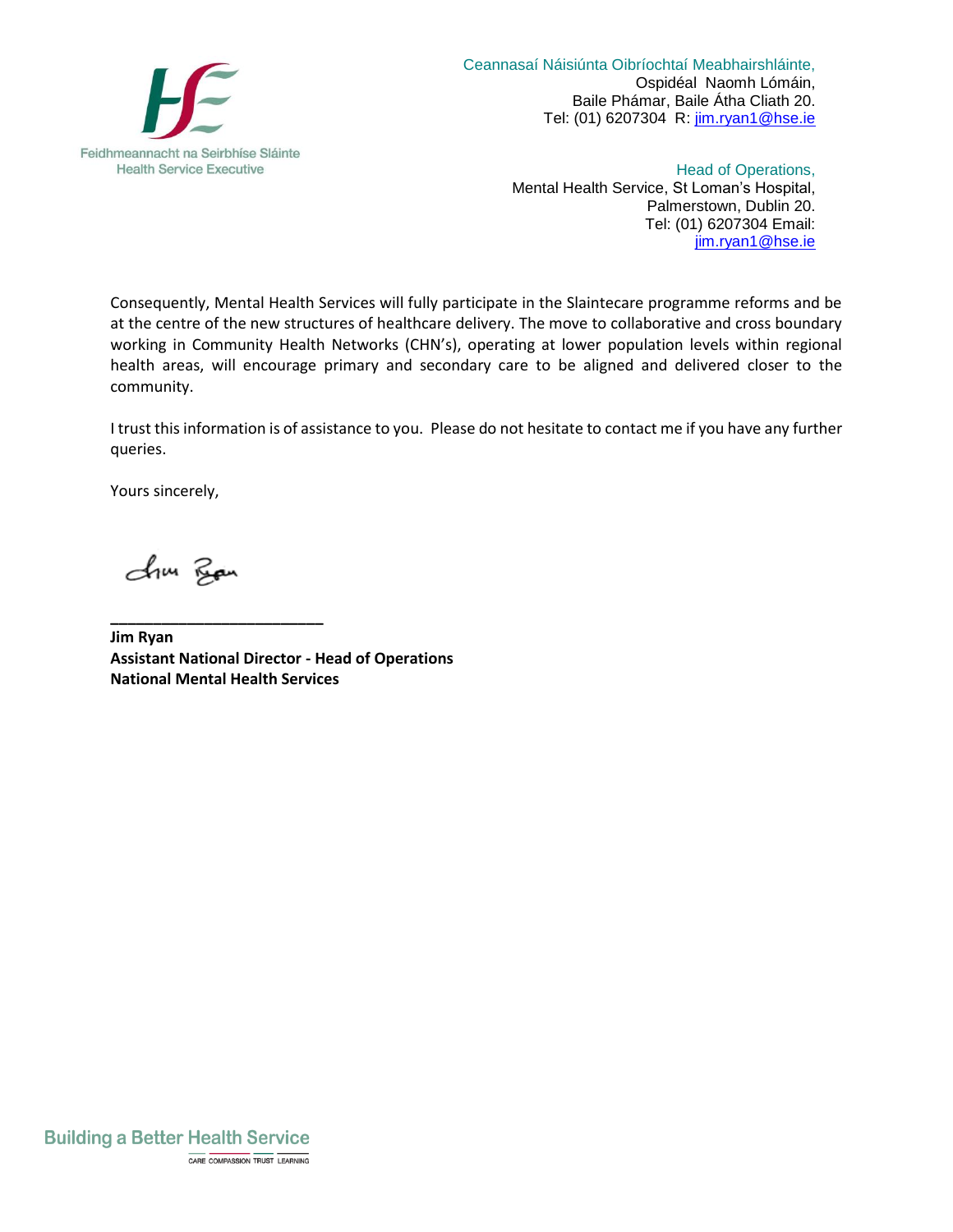Feidhmeannacht na Seirbhíse Sláinte
Health Service Executive

Ceannasaí Náisiúnta Oibríochtaí Meabhairshláinte,
Ospidéal Naomh Lómáin,
Baile Phámar, Baile Átha Cliath 20.
Tel: (01) 6207304 R: jim.ryan1@hse.ie

Head of Operations,
Mental Health Service, St Loman's Hospital,
Palmerstown, Dublin 20.
Tel: (01) 6207304 Email:
jim.ryan1@hse.ie

Consequently, Mental Health Services will fully participate in the Slaintecare programme reforms and be at the centre of the new structures of healthcare delivery. The move to collaborative and cross boundary working in Community Health Networks (CHN's), operating at lower population levels within regional health areas, will encourage primary and secondary care to be aligned and delivered closer to the community.

I trust this information is of assistance to you. Please do not hesitate to contact me if you have any further queries.

Yours sincerely,

Jim Ryan

___________________________

**Jim Ryan**
**Assistant National Director - Head of Operations**
**National Mental Health Services**

Building a Better Health Service
CARE COMPASSION TRUST LEARNING